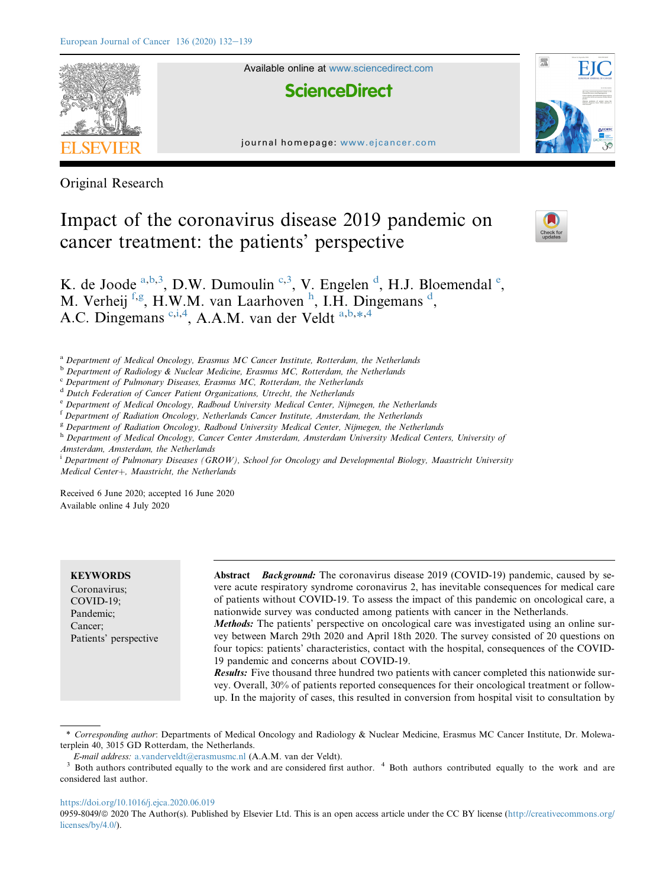Original Research

# Impact of the coronavirus disease 2019 pandemic on cancer treatment: the patients' perspective

K. de Joode [a,b,3], D.W. Dumoulin [c,3], V. Engelen [d], H.J. Bloemendal [e], M. Verheij [f,g], H.W.M. van Laarhoven [h], I.H. Dingemans [d], A.C. Dingemans [c,i,4], A.A.M. van der Veldt [a,b,*,4]

[a] Department of Medical Oncology, Erasmus MC Cancer Institute, Rotterdam, the Netherlands
[b] Department of Radiology & Nuclear Medicine, Erasmus MC, Rotterdam, the Netherlands
[c] Department of Pulmonary Diseases, Erasmus MC, Rotterdam, the Netherlands
[d] Dutch Federation of Cancer Patient Organizations, Utrecht, the Netherlands
[e] Department of Medical Oncology, Radboud University Medical Center, Nijmegen, the Netherlands
[f] Department of Radiation Oncology, Netherlands Cancer Institute, Amsterdam, the Netherlands
[g] Department of Radiation Oncology, Radboud University Medical Center, Nijmegen, the Netherlands
[h] Department of Medical Oncology, Cancer Center Amsterdam, Amsterdam University Medical Centers, University of Amsterdam, Amsterdam, the Netherlands
[i] Department of Pulmonary Diseases (GROW), School for Oncology and Developmental Biology, Maastricht University Medical Center+, Maastricht, the Netherlands

Received 6 June 2020; accepted 16 June 2020
Available online 4 July 2020

**KEYWORDS**
Coronavirus;
COVID-19;
Pandemic;
Cancer;
Patients' perspective

**Abstract** ***Background:*** The coronavirus disease 2019 (COVID-19) pandemic, caused by severe acute respiratory syndrome coronavirus 2, has inevitable consequences for medical care of patients without COVID-19. To assess the impact of this pandemic on oncological care, a nationwide survey was conducted among patients with cancer in the Netherlands.

***Methods:*** The patients' perspective on oncological care was investigated using an online survey between March 29th 2020 and April 18th 2020. The survey consisted of 20 questions on four topics: patients' characteristics, contact with the hospital, consequences of the COVID-19 pandemic and concerns about COVID-19.

***Results:*** Five thousand three hundred two patients with cancer completed this nationwide survey. Overall, 30% of patients reported consequences for their oncological treatment or follow-up. In the majority of cases, this resulted in conversion from hospital visit to consultation by

\* *Corresponding author*: Departments of Medical Oncology and Radiology & Nuclear Medicine, Erasmus MC Cancer Institute, Dr. Molewaterplein 40, 3015 GD Rotterdam, the Netherlands.
*E-mail address:* a.vanderveldt@erasmusmc.nl (A.A.M. van der Veldt).
[3] Both authors contributed equally to the work and are considered first author. [4] Both authors contributed equally to the work and are considered last author.

https://doi.org/10.1016/j.ejca.2020.06.019
0959-8049/© 2020 The Author(s). Published by Elsevier Ltd. This is an open access article under the CC BY license (http://creativecommons.org/licenses/by/4.0/).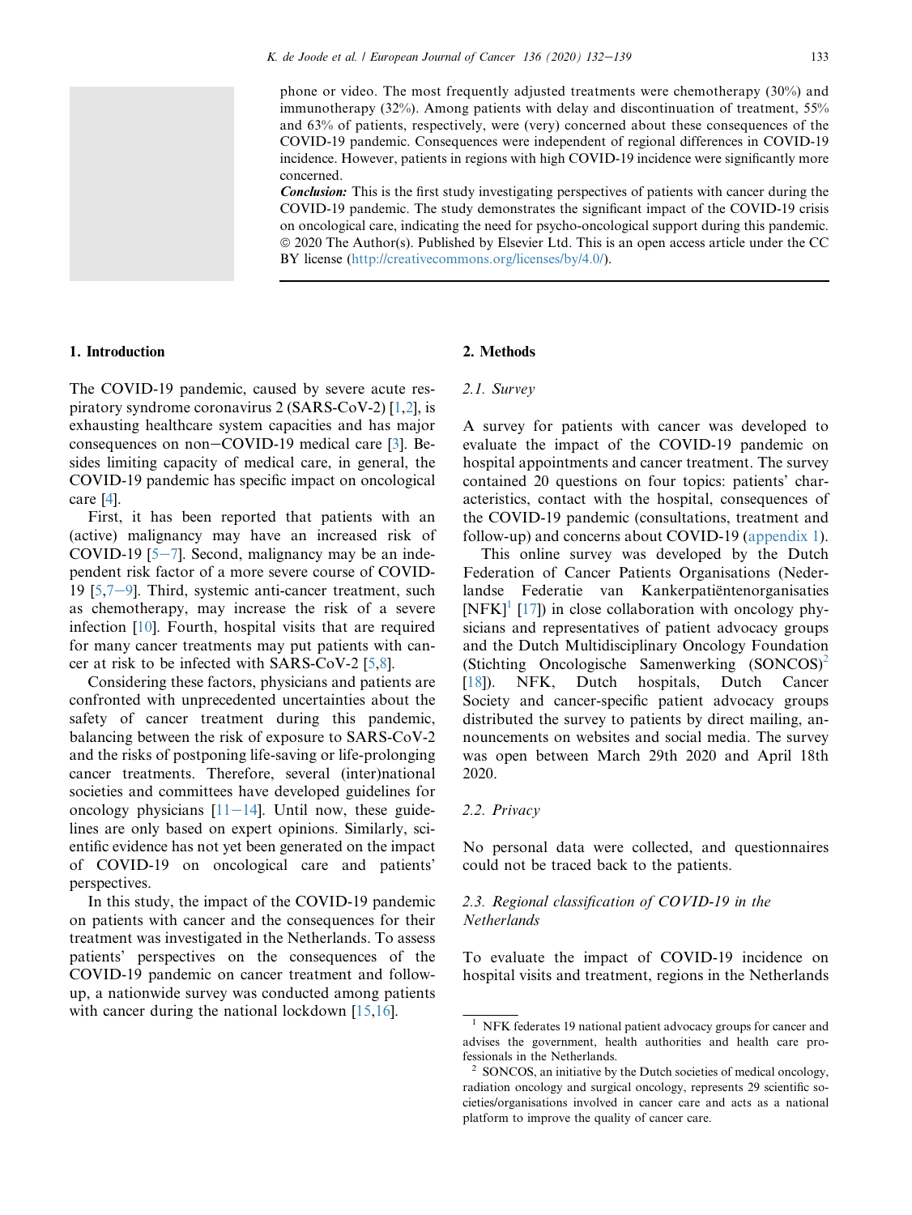phone or video. The most frequently adjusted treatments were chemotherapy (30%) and immunotherapy (32%). Among patients with delay and discontinuation of treatment, 55% and 63% of patients, respectively, were (very) concerned about these consequences of the COVID-19 pandemic. Consequences were independent of regional differences in COVID-19 incidence. However, patients in regions with high COVID-19 incidence were significantly more concerned.

***Conclusion:*** This is the first study investigating perspectives of patients with cancer during the COVID-19 pandemic. The study demonstrates the significant impact of the COVID-19 crisis on oncological care, indicating the need for psycho-oncological support during this pandemic.
© 2020 The Author(s). Published by Elsevier Ltd. This is an open access article under the CC BY license (http://creativecommons.org/licenses/by/4.0/).

## 1. Introduction

The COVID-19 pandemic, caused by severe acute respiratory syndrome coronavirus 2 (SARS-CoV-2) [1,2], is exhausting healthcare system capacities and has major consequences on non−COVID-19 medical care [3]. Besides limiting capacity of medical care, in general, the COVID-19 pandemic has specific impact on oncological care [4].

First, it has been reported that patients with an (active) malignancy may have an increased risk of COVID-19 [5−7]. Second, malignancy may be an independent risk factor of a more severe course of COVID-19 [5,7−9]. Third, systemic anti-cancer treatment, such as chemotherapy, may increase the risk of a severe infection [10]. Fourth, hospital visits that are required for many cancer treatments may put patients with cancer at risk to be infected with SARS-CoV-2 [5,8].

Considering these factors, physicians and patients are confronted with unprecedented uncertainties about the safety of cancer treatment during this pandemic, balancing between the risk of exposure to SARS-CoV-2 and the risks of postponing life-saving or life-prolonging cancer treatments. Therefore, several (inter)national societies and committees have developed guidelines for oncology physicians [11−14]. Until now, these guidelines are only based on expert opinions. Similarly, scientific evidence has not yet been generated on the impact of COVID-19 on oncological care and patients' perspectives.

In this study, the impact of the COVID-19 pandemic on patients with cancer and the consequences for their treatment was investigated in the Netherlands. To assess patients' perspectives on the consequences of the COVID-19 pandemic on cancer treatment and follow-up, a nationwide survey was conducted among patients with cancer during the national lockdown [15,16].

## 2. Methods

### *2.1. Survey*

A survey for patients with cancer was developed to evaluate the impact of the COVID-19 pandemic on hospital appointments and cancer treatment. The survey contained 20 questions on four topics: patients' characteristics, contact with the hospital, consequences of the COVID-19 pandemic (consultations, treatment and follow-up) and concerns about COVID-19 (appendix 1).

This online survey was developed by the Dutch Federation of Cancer Patients Organisations (Nederlandse Federatie van Kankerpatiëntenorganisaties [NFK][1] [17]) in close collaboration with oncology physicians and representatives of patient advocacy groups and the Dutch Multidisciplinary Oncology Foundation (Stichting Oncologische Samenwerking (SONCOS)[2] [18]). NFK, Dutch hospitals, Dutch Cancer Society and cancer-specific patient advocacy groups distributed the survey to patients by direct mailing, announcements on websites and social media. The survey was open between March 29th 2020 and April 18th 2020.

### *2.2. Privacy*

No personal data were collected, and questionnaires could not be traced back to the patients.

### *2.3. Regional classification of COVID-19 in the Netherlands*

To evaluate the impact of COVID-19 incidence on hospital visits and treatment, regions in the Netherlands

---

[1] NFK federates 19 national patient advocacy groups for cancer and advises the government, health authorities and health care professionals in the Netherlands.

[2] SONCOS, an initiative by the Dutch societies of medical oncology, radiation oncology and surgical oncology, represents 29 scientific societies/organisations involved in cancer care and acts as a national platform to improve the quality of cancer care.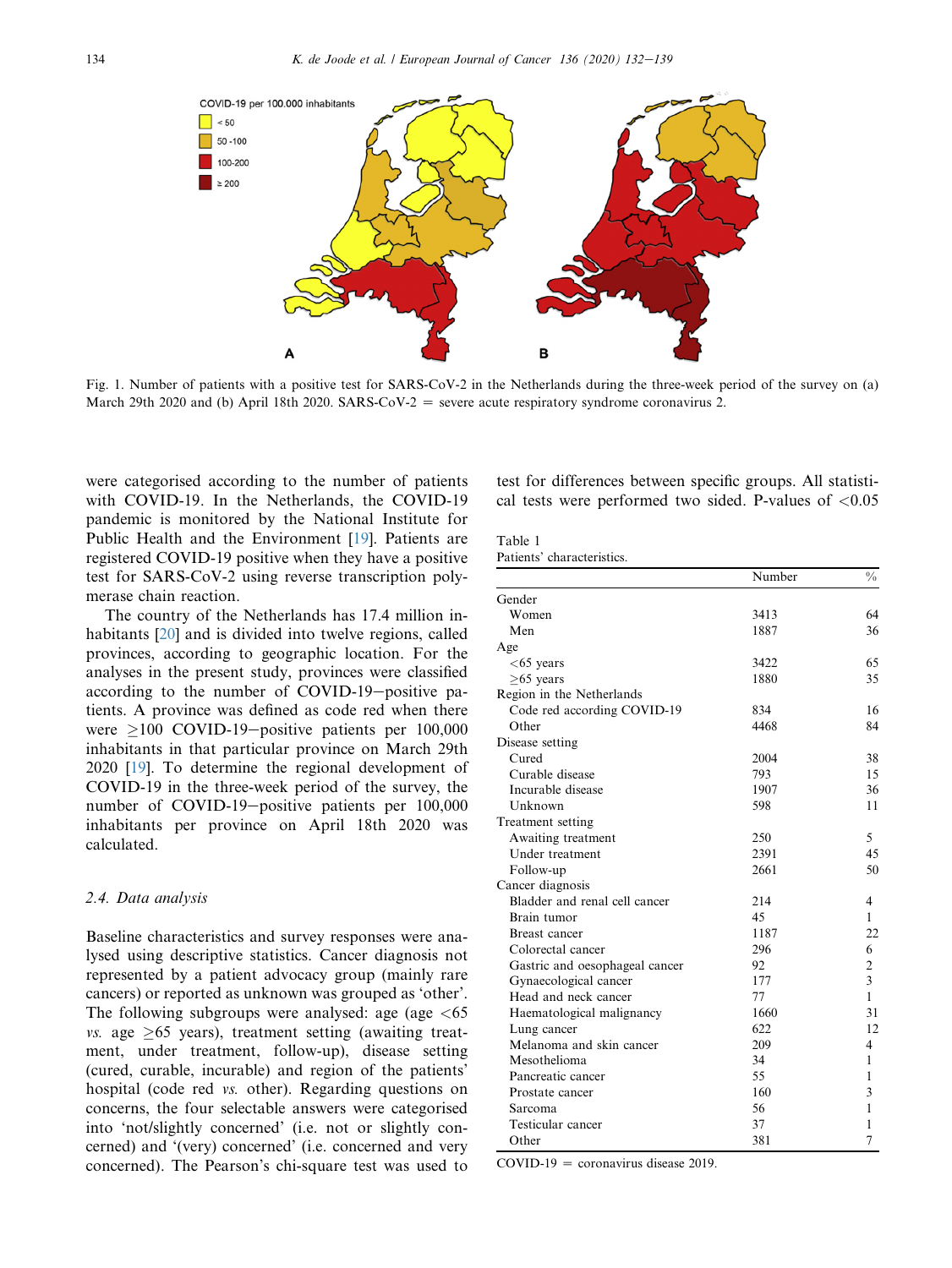Fig. 1. Number of patients with a positive test for SARS-CoV-2 in the Netherlands during the three-week period of the survey on (a) March 29th 2020 and (b) April 18th 2020. SARS-CoV-2 = severe acute respiratory syndrome coronavirus 2.

were categorised according to the number of patients with COVID-19. In the Netherlands, the COVID-19 pandemic is monitored by the National Institute for Public Health and the Environment [19]. Patients are registered COVID-19 positive when they have a positive test for SARS-CoV-2 using reverse transcription polymerase chain reaction.

The country of the Netherlands has 17.4 million inhabitants [20] and is divided into twelve regions, called provinces, according to geographic location. For the analyses in the present study, provinces were classified according to the number of COVID-19–positive patients. A province was defined as code red when there were ≥100 COVID-19–positive patients per 100,000 inhabitants in that particular province on March 29th 2020 [19]. To determine the regional development of COVID-19 in the three-week period of the survey, the number of COVID-19–positive patients per 100,000 inhabitants per province on April 18th 2020 was calculated.

### 2.4. Data analysis

Baseline characteristics and survey responses were analysed using descriptive statistics. Cancer diagnosis not represented by a patient advocacy group (mainly rare cancers) or reported as unknown was grouped as 'other'. The following subgroups were analysed: age (age <65 *vs.* age ≥65 years), treatment setting (awaiting treatment, under treatment, follow-up), disease setting (cured, curable, incurable) and region of the patients' hospital (code red *vs.* other). Regarding questions on concerns, the four selectable answers were categorised into 'not/slightly concerned' (i.e. not or slightly concerned) and '(very) concerned' (i.e. concerned and very concerned). The Pearson's chi-square test was used to test for differences between specific groups. All statistical tests were performed two sided. P-values of <0.05

Table 1
Patients' characteristics.

| | Number | % |
|---|---|---|
| Gender | | |
| Women | 3413 | 64 |
| Men | 1887 | 36 |
| Age | | |
| <65 years | 3422 | 65 |
| ≥65 years | 1880 | 35 |
| Region in the Netherlands | | |
| Code red according COVID-19 | 834 | 16 |
| Other | 4468 | 84 |
| Disease setting | | |
| Cured | 2004 | 38 |
| Curable disease | 793 | 15 |
| Incurable disease | 1907 | 36 |
| Unknown | 598 | 11 |
| Treatment setting | | |
| Awaiting treatment | 250 | 5 |
| Under treatment | 2391 | 45 |
| Follow-up | 2661 | 50 |
| Cancer diagnosis | | |
| Bladder and renal cell cancer | 214 | 4 |
| Brain tumor | 45 | 1 |
| Breast cancer | 1187 | 22 |
| Colorectal cancer | 296 | 6 |
| Gastric and oesophageal cancer | 92 | 2 |
| Gynaecological cancer | 177 | 3 |
| Head and neck cancer | 77 | 1 |
| Haematological malignancy | 1660 | 31 |
| Lung cancer | 622 | 12 |
| Melanoma and skin cancer | 209 | 4 |
| Mesothelioma | 34 | 1 |
| Pancreatic cancer | 55 | 1 |
| Prostate cancer | 160 | 3 |
| Sarcoma | 56 | 1 |
| Testicular cancer | 37 | 1 |
| Other | 381 | 7 |

COVID-19 = coronavirus disease 2019.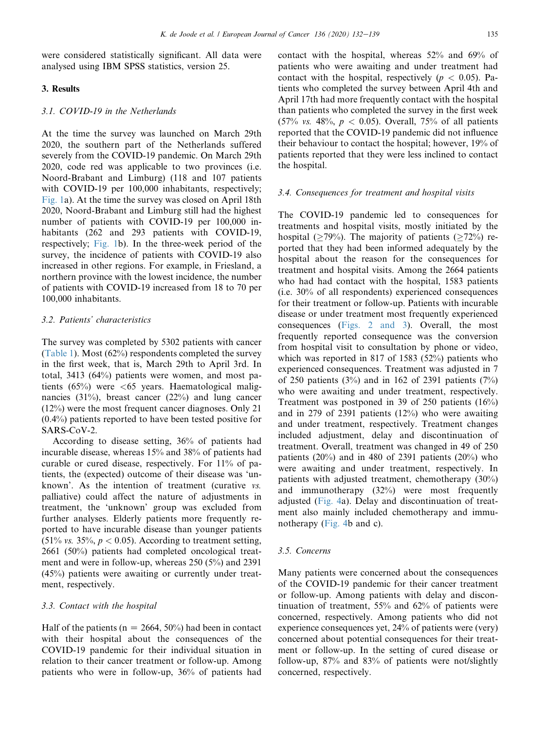were considered statistically significant. All data were analysed using IBM SPSS statistics, version 25.

## 3. Results

### 3.1. COVID-19 in the Netherlands

At the time the survey was launched on March 29th 2020, the southern part of the Netherlands suffered severely from the COVID-19 pandemic. On March 29th 2020, code red was applicable to two provinces (i.e. Noord-Brabant and Limburg) (118 and 107 patients with COVID-19 per 100,000 inhabitants, respectively; Fig. 1a). At the time the survey was closed on April 18th 2020, Noord-Brabant and Limburg still had the highest number of patients with COVID-19 per 100,000 inhabitants (262 and 293 patients with COVID-19, respectively; Fig. 1b). In the three-week period of the survey, the incidence of patients with COVID-19 also increased in other regions. For example, in Friesland, a northern province with the lowest incidence, the number of patients with COVID-19 increased from 18 to 70 per 100,000 inhabitants.

### 3.2. Patients' characteristics

The survey was completed by 5302 patients with cancer (Table 1). Most (62%) respondents completed the survey in the first week, that is, March 29th to April 3rd. In total, 3413 (64%) patients were women, and most patients (65%) were <65 years. Haematological malignancies (31%), breast cancer (22%) and lung cancer (12%) were the most frequent cancer diagnoses. Only 21 (0.4%) patients reported to have been tested positive for SARS-CoV-2.

According to disease setting, 36% of patients had incurable disease, whereas 15% and 38% of patients had curable or cured disease, respectively. For 11% of patients, the (expected) outcome of their disease was 'unknown'. As the intention of treatment (curative *vs.* palliative) could affect the nature of adjustments in treatment, the 'unknown' group was excluded from further analyses. Elderly patients more frequently reported to have incurable disease than younger patients (51% *vs.* 35%, $p < 0.05$). According to treatment setting, 2661 (50%) patients had completed oncological treatment and were in follow-up, whereas 250 (5%) and 2391 (45%) patients were awaiting or currently under treatment, respectively.

### 3.3. Contact with the hospital

Half of the patients ($n = 2664$, 50%) had been in contact with their hospital about the consequences of the COVID-19 pandemic for their individual situation in relation to their cancer treatment or follow-up. Among patients who were in follow-up, 36% of patients had contact with the hospital, whereas 52% and 69% of patients who were awaiting and under treatment had contact with the hospital, respectively ($p < 0.05$). Patients who completed the survey between April 4th and April 17th had more frequently contact with the hospital than patients who completed the survey in the first week (57% *vs.* 48%, $p < 0.05$). Overall, 75% of all patients reported that the COVID-19 pandemic did not influence their behaviour to contact the hospital; however, 19% of patients reported that they were less inclined to contact the hospital.

### 3.4. Consequences for treatment and hospital visits

The COVID-19 pandemic led to consequences for treatments and hospital visits, mostly initiated by the hospital (≥79%). The majority of patients (≥72%) reported that they had been informed adequately by the hospital about the reason for the consequences for treatment and hospital visits. Among the 2664 patients who had had contact with the hospital, 1583 patients (i.e. 30% of all respondents) experienced consequences for their treatment or follow-up. Patients with incurable disease or under treatment most frequently experienced consequences (Figs. 2 and 3). Overall, the most frequently reported consequence was the conversion from hospital visit to consultation by phone or video, which was reported in 817 of 1583 (52%) patients who experienced consequences. Treatment was adjusted in 7 of 250 patients (3%) and in 162 of 2391 patients (7%) who were awaiting and under treatment, respectively. Treatment was postponed in 39 of 250 patients (16%) and in 279 of 2391 patients (12%) who were awaiting and under treatment, respectively. Treatment changes included adjustment, delay and discontinuation of treatment. Overall, treatment was changed in 49 of 250 patients (20%) and in 480 of 2391 patients (20%) who were awaiting and under treatment, respectively. In patients with adjusted treatment, chemotherapy (30%) and immunotherapy (32%) were most frequently adjusted (Fig. 4a). Delay and discontinuation of treatment also mainly included chemotherapy and immunotherapy (Fig. 4b and c).

### 3.5. Concerns

Many patients were concerned about the consequences of the COVID-19 pandemic for their cancer treatment or follow-up. Among patients with delay and discontinuation of treatment, 55% and 62% of patients were concerned, respectively. Among patients who did not experience consequences yet, 24% of patients were (very) concerned about potential consequences for their treatment or follow-up. In the setting of cured disease or follow-up, 87% and 83% of patients were not/slightly concerned, respectively.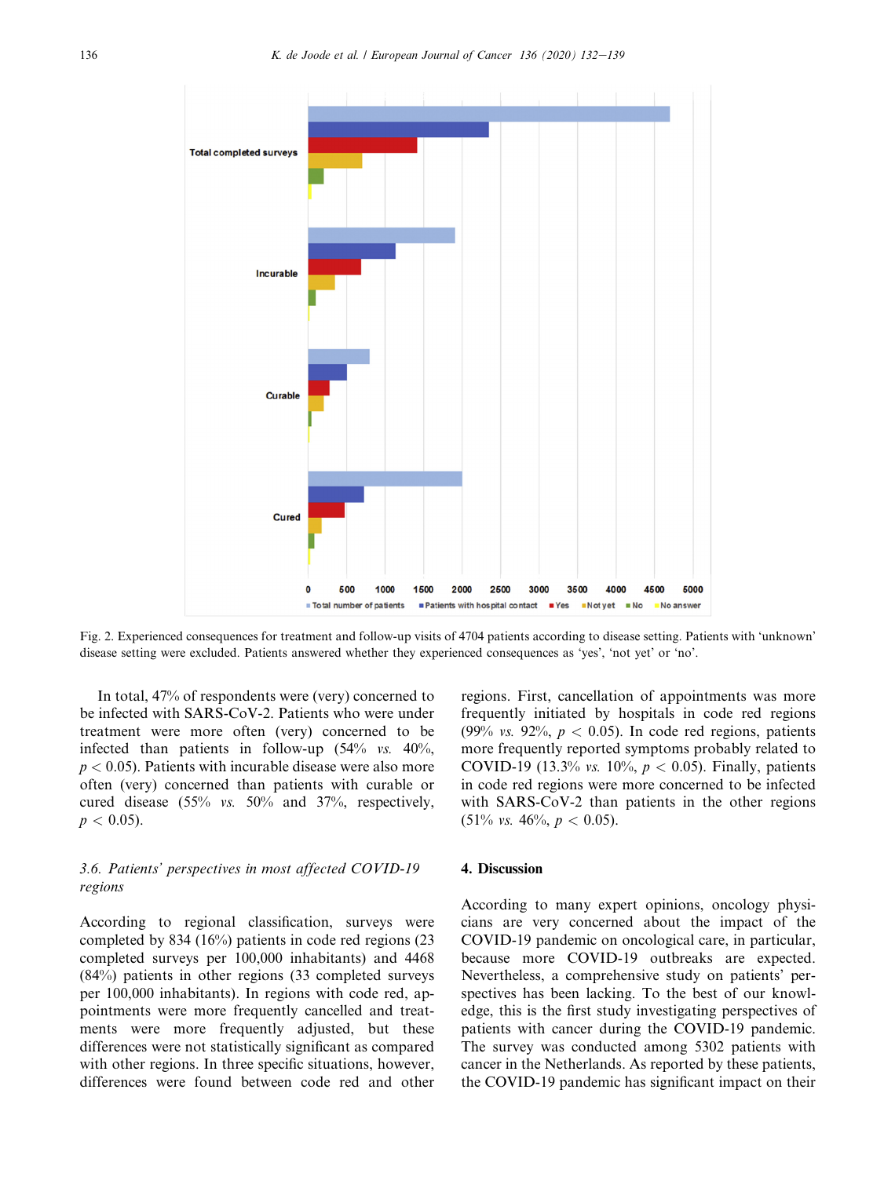Fig. 2. Experienced consequences for treatment and follow-up visits of 4704 patients according to disease setting. Patients with 'unknown' disease setting were excluded. Patients answered whether they experienced consequences as 'yes', 'not yet' or 'no'.

In total, 47% of respondents were (very) concerned to be infected with SARS-CoV-2. Patients who were under treatment were more often (very) concerned to be infected than patients in follow-up (54% *vs.* 40%, $p < 0.05$). Patients with incurable disease were also more often (very) concerned than patients with curable or cured disease (55% *vs.* 50% and 37%, respectively, $p < 0.05$).

### 3.6. Patients' perspectives in most affected COVID-19 regions

According to regional classification, surveys were completed by 834 (16%) patients in code red regions (23 completed surveys per 100,000 inhabitants) and 4468 (84%) patients in other regions (33 completed surveys per 100,000 inhabitants). In regions with code red, appointments were more frequently cancelled and treatments were more frequently adjusted, but these differences were not statistically significant as compared with other regions. In three specific situations, however, differences were found between code red and other regions. First, cancellation of appointments was more frequently initiated by hospitals in code red regions (99% *vs.* 92%, $p < 0.05$). In code red regions, patients more frequently reported symptoms probably related to COVID-19 (13.3% *vs.* 10%, $p < 0.05$). Finally, patients in code red regions were more concerned to be infected with SARS-CoV-2 than patients in the other regions (51% *vs.* 46%, $p < 0.05$).

## 4. Discussion

According to many expert opinions, oncology physicians are very concerned about the impact of the COVID-19 pandemic on oncological care, in particular, because more COVID-19 outbreaks are expected. Nevertheless, a comprehensive study on patients' perspectives has been lacking. To the best of our knowledge, this is the first study investigating perspectives of patients with cancer during the COVID-19 pandemic. The survey was conducted among 5302 patients with cancer in the Netherlands. As reported by these patients, the COVID-19 pandemic has significant impact on their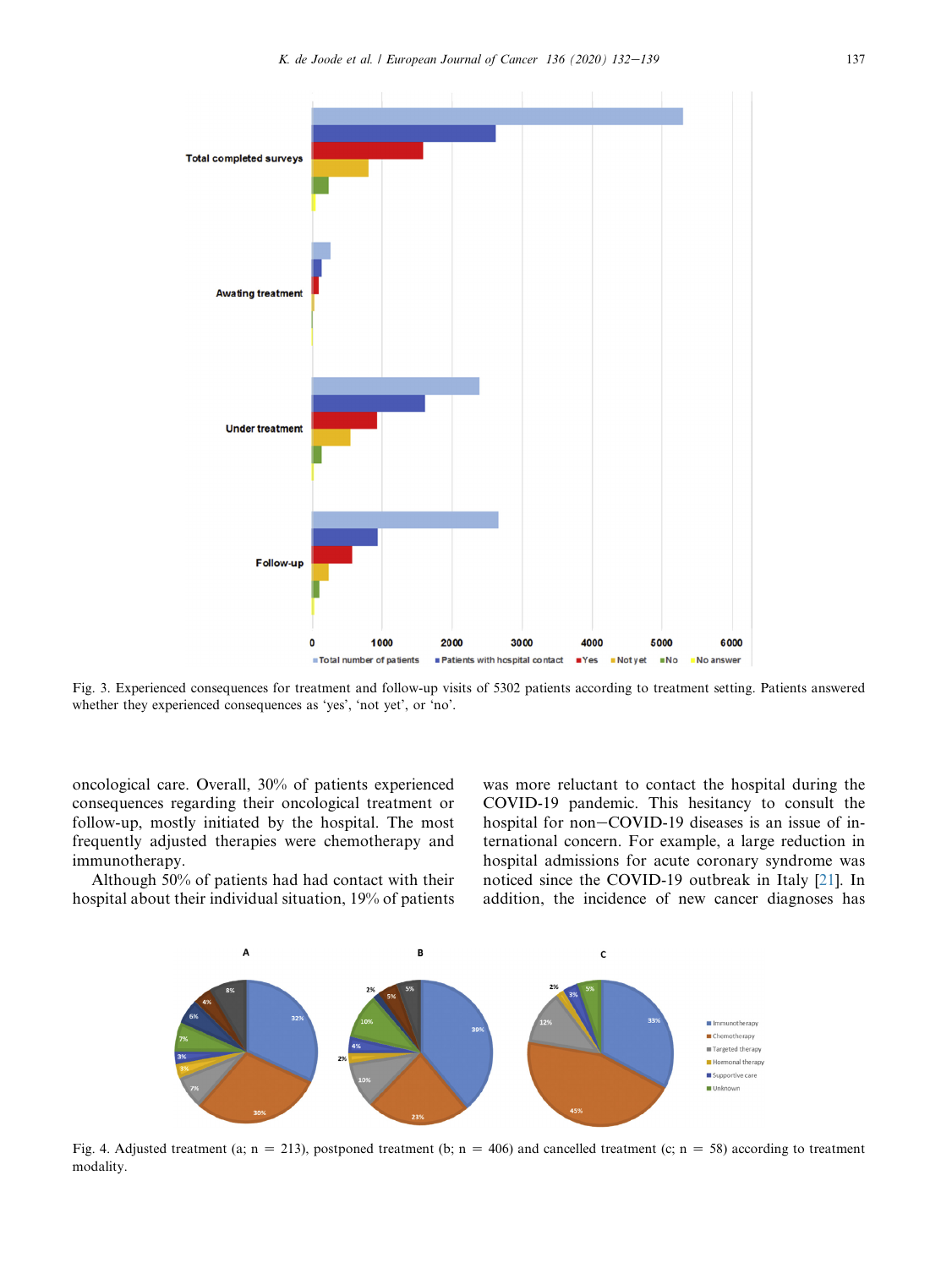Fig. 3. Experienced consequences for treatment and follow-up visits of 5302 patients according to treatment setting. Patients answered whether they experienced consequences as 'yes', 'not yet', or 'no'.

oncological care. Overall, 30% of patients experienced consequences regarding their oncological treatment or follow-up, mostly initiated by the hospital. The most frequently adjusted therapies were chemotherapy and immunotherapy.

Although 50% of patients had had contact with their hospital about their individual situation, 19% of patients was more reluctant to contact the hospital during the COVID-19 pandemic. This hesitancy to consult the hospital for non−COVID-19 diseases is an issue of international concern. For example, a large reduction in hospital admissions for acute coronary syndrome was noticed since the COVID-19 outbreak in Italy [21]. In addition, the incidence of new cancer diagnoses has

Fig. 4. Adjusted treatment (a; n = 213), postponed treatment (b; n = 406) and cancelled treatment (c; n = 58) according to treatment modality.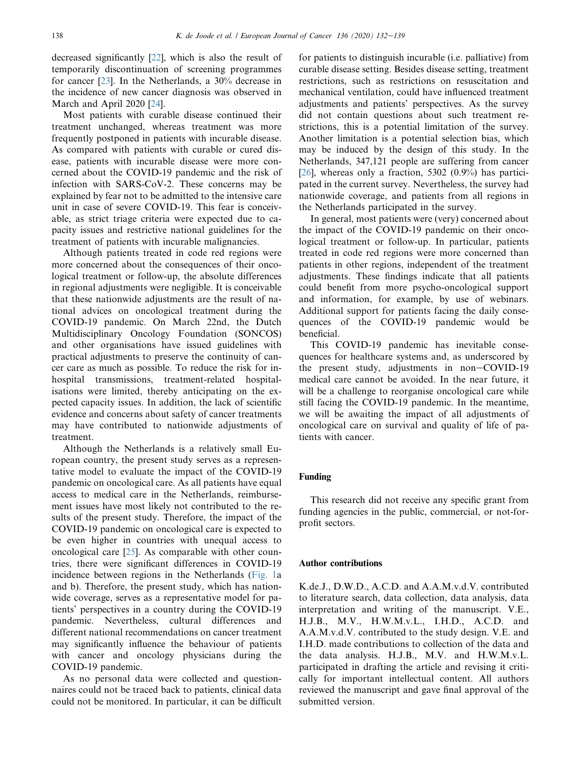decreased significantly [22], which is also the result of temporarily discontinuation of screening programmes for cancer [23]. In the Netherlands, a 30% decrease in the incidence of new cancer diagnosis was observed in March and April 2020 [24].

Most patients with curable disease continued their treatment unchanged, whereas treatment was more frequently postponed in patients with incurable disease. As compared with patients with curable or cured disease, patients with incurable disease were more concerned about the COVID-19 pandemic and the risk of infection with SARS-CoV-2. These concerns may be explained by fear not to be admitted to the intensive care unit in case of severe COVID-19. This fear is conceivable, as strict triage criteria were expected due to capacity issues and restrictive national guidelines for the treatment of patients with incurable malignancies.

Although patients treated in code red regions were more concerned about the consequences of their oncological treatment or follow-up, the absolute differences in regional adjustments were negligible. It is conceivable that these nationwide adjustments are the result of national advices on oncological treatment during the COVID-19 pandemic. On March 22nd, the Dutch Multidisciplinary Oncology Foundation (SONCOS) and other organisations have issued guidelines with practical adjustments to preserve the continuity of cancer care as much as possible. To reduce the risk for in-hospital transmissions, treatment-related hospitalisations were limited, thereby anticipating on the expected capacity issues. In addition, the lack of scientific evidence and concerns about safety of cancer treatments may have contributed to nationwide adjustments of treatment.

Although the Netherlands is a relatively small European country, the present study serves as a representative model to evaluate the impact of the COVID-19 pandemic on oncological care. As all patients have equal access to medical care in the Netherlands, reimbursement issues have most likely not contributed to the results of the present study. Therefore, the impact of the COVID-19 pandemic on oncological care is expected to be even higher in countries with unequal access to oncological care [25]. As comparable with other countries, there were significant differences in COVID-19 incidence between regions in the Netherlands (Fig. 1a and b). Therefore, the present study, which has nationwide coverage, serves as a representative model for patients' perspectives in a country during the COVID-19 pandemic. Nevertheless, cultural differences and different national recommendations on cancer treatment may significantly influence the behaviour of patients with cancer and oncology physicians during the COVID-19 pandemic.

As no personal data were collected and questionnaires could not be traced back to patients, clinical data could not be monitored. In particular, it can be difficult for patients to distinguish incurable (i.e. palliative) from curable disease setting. Besides disease setting, treatment restrictions, such as restrictions on resuscitation and mechanical ventilation, could have influenced treatment adjustments and patients' perspectives. As the survey did not contain questions about such treatment restrictions, this is a potential limitation of the survey. Another limitation is a potential selection bias, which may be induced by the design of this study. In the Netherlands, 347,121 people are suffering from cancer [26], whereas only a fraction, 5302 (0.9%) has participated in the current survey. Nevertheless, the survey had nationwide coverage, and patients from all regions in the Netherlands participated in the survey.

In general, most patients were (very) concerned about the impact of the COVID-19 pandemic on their oncological treatment or follow-up. In particular, patients treated in code red regions were more concerned than patients in other regions, independent of the treatment adjustments. These findings indicate that all patients could benefit from more psycho-oncological support and information, for example, by use of webinars. Additional support for patients facing the daily consequences of the COVID-19 pandemic would be beneficial.

This COVID-19 pandemic has inevitable consequences for healthcare systems and, as underscored by the present study, adjustments in non−COVID-19 medical care cannot be avoided. In the near future, it will be a challenge to reorganise oncological care while still facing the COVID-19 pandemic. In the meantime, we will be awaiting the impact of all adjustments of oncological care on survival and quality of life of patients with cancer.

## Funding

This research did not receive any specific grant from funding agencies in the public, commercial, or not-for-profit sectors.

## Author contributions

K.de.J., D.W.D., A.C.D. and A.A.M.v.d.V. contributed to literature search, data collection, data analysis, data interpretation and writing of the manuscript. V.E., H.J.B., M.V., H.W.M.v.L., I.H.D., A.C.D. and A.A.M.v.d.V. contributed to the study design. V.E. and I.H.D. made contributions to collection of the data and the data analysis. H.J.B., M.V. and H.W.M.v.L. participated in drafting the article and revising it critically for important intellectual content. All authors reviewed the manuscript and gave final approval of the submitted version.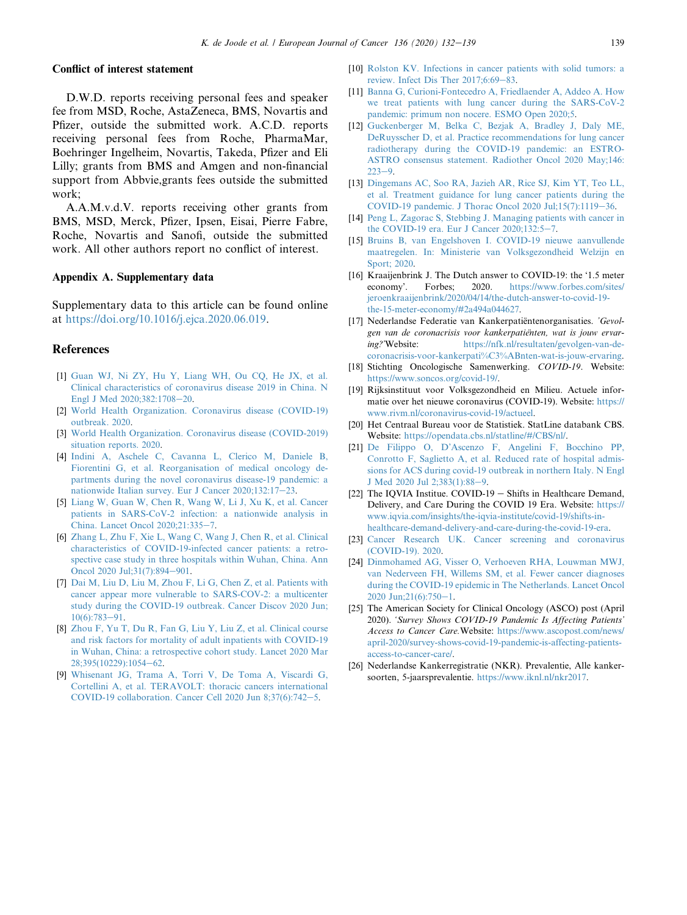## Conflict of interest statement

D.W.D. reports receiving personal fees and speaker fee from MSD, Roche, AstaZeneca, BMS, Novartis and Pfizer, outside the submitted work. A.C.D. reports receiving personal fees from Roche, PharmaMar, Boehringer Ingelheim, Novartis, Takeda, Pfizer and Eli Lilly; grants from BMS and Amgen and non-financial support from Abbvie,grants fees outside the submitted work;

A.A.M.v.d.V. reports receiving other grants from BMS, MSD, Merck, Pfizer, Ipsen, Eisai, Pierre Fabre, Roche, Novartis and Sanofi, outside the submitted work. All other authors report no conflict of interest.

## Appendix A. Supplementary data

Supplementary data to this article can be found online at https://doi.org/10.1016/j.ejca.2020.06.019.

## References

[1] Guan WJ, Ni ZY, Hu Y, Liang WH, Ou CQ, He JX, et al. Clinical characteristics of coronavirus disease 2019 in China. N Engl J Med 2020;382:1708–20.

[2] World Health Organization. Coronavirus disease (COVID-19) outbreak. 2020.

[3] World Health Organization. Coronavirus disease (COVID-2019) situation reports. 2020.

[4] Indini A, Aschele C, Cavanna L, Clerico M, Daniele B, Fiorentini G, et al. Reorganisation of medical oncology departments during the novel coronavirus disease-19 pandemic: a nationwide Italian survey. Eur J Cancer 2020;132:17–23.

[5] Liang W, Guan W, Chen R, Wang W, Li J, Xu K, et al. Cancer patients in SARS-CoV-2 infection: a nationwide analysis in China. Lancet Oncol 2020;21:335–7.

[6] Zhang L, Zhu F, Xie L, Wang C, Wang J, Chen R, et al. Clinical characteristics of COVID-19-infected cancer patients: a retrospective case study in three hospitals within Wuhan, China. Ann Oncol 2020 Jul;31(7):894–901.

[7] Dai M, Liu D, Liu M, Zhou F, Li G, Chen Z, et al. Patients with cancer appear more vulnerable to SARS-COV-2: a multicenter study during the COVID-19 outbreak. Cancer Discov 2020 Jun; 10(6):783–91.

[8] Zhou F, Yu T, Du R, Fan G, Liu Y, Liu Z, et al. Clinical course and risk factors for mortality of adult inpatients with COVID-19 in Wuhan, China: a retrospective cohort study. Lancet 2020 Mar 28;395(10229):1054–62.

[9] Whisenant JG, Trama A, Torri V, De Toma A, Viscardi G, Cortellini A, et al. TERAVOLT: thoracic cancers international COVID-19 collaboration. Cancer Cell 2020 Jun 8;37(6):742–5.

[10] Rolston KV. Infections in cancer patients with solid tumors: a review. Infect Dis Ther 2017;6:69–83.

[11] Banna G, Curioni-Fontecedro A, Friedlaender A, Addeo A. How we treat patients with lung cancer during the SARS-CoV-2 pandemic: primum non nocere. ESMO Open 2020;5.

[12] Guckenberger M, Belka C, Bezjak A, Bradley J, Daly ME, DeRuysscher D, et al. Practice recommendations for lung cancer radiotherapy during the COVID-19 pandemic: an ESTRO-ASTRO consensus statement. Radiother Oncol 2020 May;146: 223–9.

[13] Dingemans AC, Soo RA, Jazieh AR, Rice SJ, Kim YT, Teo LL, et al. Treatment guidance for lung cancer patients during the COVID-19 pandemic. J Thorac Oncol 2020 Jul;15(7):1119–36.

[14] Peng L, Zagorac S, Stebbing J. Managing patients with cancer in the COVID-19 era. Eur J Cancer 2020;132:5–7.

[15] Bruins B, van Engelshoven I. COVID-19 nieuwe aanvullende maatregelen. In: Ministerie van Volksgezondheid Welzijn en Sport; 2020.

[16] Kraaijenbrink J. The Dutch answer to COVID-19: the '1.5 meter economy'. Forbes; 2020. https://www.forbes.com/sites/jeroenkraaijenbrink/2020/04/14/the-dutch-answer-to-covid-19-the-15-meter-economy/#2a494a044627.

[17] Nederlandse Federatie van Kankerpatiëntenorganisaties. *'Gevolgen van de coronacrisis voor kankerpatiënten, wat is jouw ervaring?'*Website: https://nfk.nl/resultaten/gevolgen-van-de-coronacrisis-voor-kankerpati%C3%ABnten-wat-is-jouw-ervaring.

[18] Stichting Oncologische Samenwerking. *COVID-19*. Website: https://www.soncos.org/covid-19/.

[19] Rijksinstituut voor Volksgezondheid en Milieu. Actuele informatie over het nieuwe coronavirus (COVID-19). Website: https://www.rivm.nl/coronavirus-covid-19/actueel.

[20] Het Centraal Bureau voor de Statistiek. StatLine databank CBS. Website: https://opendata.cbs.nl/statline/#/CBS/nl/.

[21] De Filippo O, D'Ascenzo F, Angelini F, Bocchino PP, Conrotto F, Saglietto A, et al. Reduced rate of hospital admissions for ACS during covid-19 outbreak in northern Italy. N Engl J Med 2020 Jul 2;383(1):88–9.

[22] The IQVIA Institue. COVID-19 – Shifts in Healthcare Demand, Delivery, and Care During the COVID 19 Era. Website: https://www.iqvia.com/insights/the-iqvia-institute/covid-19/shifts-in-healthcare-demand-delivery-and-care-during-the-covid-19-era.

[23] Cancer Research UK. Cancer screening and coronavirus (COVID-19). 2020.

[24] Dinmohamed AG, Visser O, Verhoeven RHA, Louwman MWJ, van Nederveen FH, Willems SM, et al. Fewer cancer diagnoses during the COVID-19 epidemic in The Netherlands. Lancet Oncol 2020 Jun;21(6):750–1.

[25] The American Society for Clinical Oncology (ASCO) post (April 2020). *'Survey Shows COVID-19 Pandemic Is Affecting Patients' Access to Cancer Care.*Website: https://www.ascopost.com/news/april-2020/survey-shows-covid-19-pandemic-is-affecting-patients-access-to-cancer-care/.

[26] Nederlandse Kankerregistratie (NKR). Prevalentie, Alle kankersoorten, 5-jaarsprevalentie. https://www.iknl.nl/nkr2017.